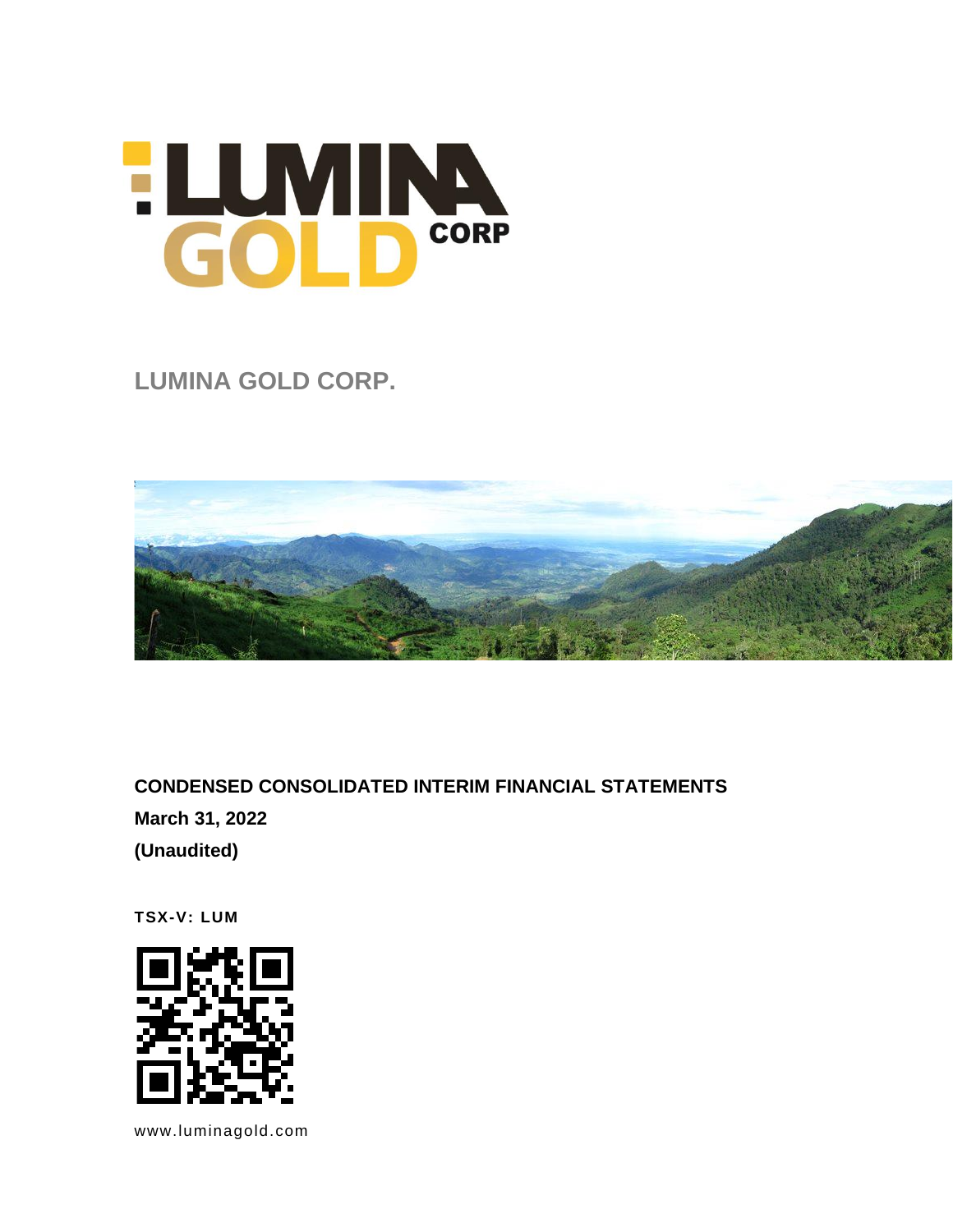# LUMINA GOLD CORP.

**CONDENSED CONSOLIDATED INTERIM FINANCIAL STATEMENTS**

**March 31, 2022**

**(Unaudited)**

**TSX-V: LUM**

www.luminagold.com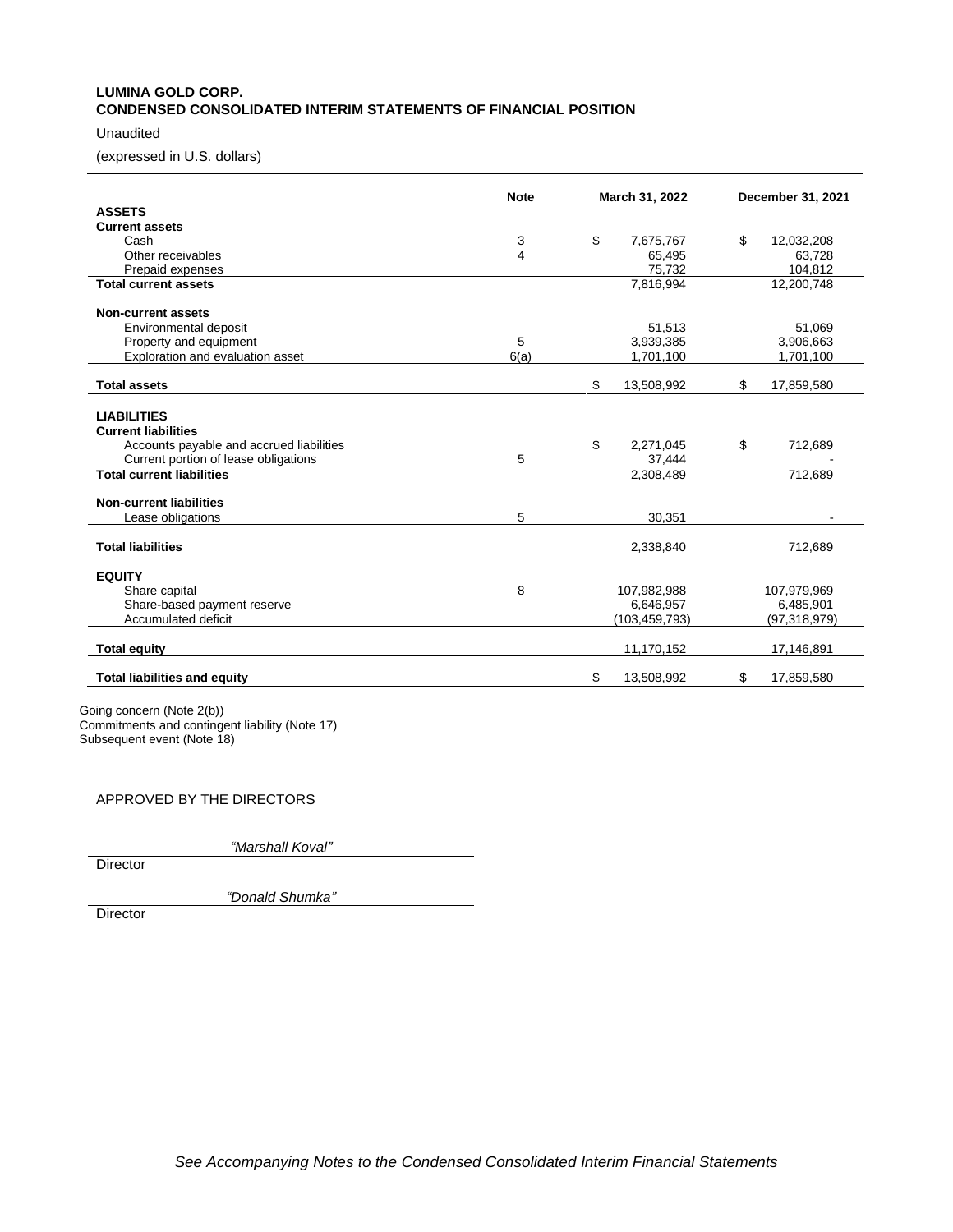**LUMINA GOLD CORP.**
**CONDENSED CONSOLIDATED INTERIM STATEMENTS OF FINANCIAL POSITION**

Unaudited

(expressed in U.S. dollars)

| | Note | March 31, 2022 | December 31, 2021 |
|---|---|---|---|
| **ASSETS** | | | |
| **Current assets** | | | |
| Cash | 3 | $ 7,675,767 | $ 12,032,208 |
| Other receivables | 4 | 65,495 | 63,728 |
| Prepaid expenses | | 75,732 | 104,812 |
| **Total current assets** | | 7,816,994 | 12,200,748 |
| | | | |
| **Non-current assets** | | | |
| Environmental deposit | | 51,513 | 51,069 |
| Property and equipment | 5 | 3,939,385 | 3,906,663 |
| Exploration and evaluation asset | 6(a) | 1,701,100 | 1,701,100 |
| | | | |
| **Total assets** | | $ 13,508,992 | $ 17,859,580 |
| | | | |
| **LIABILITIES** | | | |
| **Current liabilities** | | | |
| Accounts payable and accrued liabilities | | $ 2,271,045 | $ 712,689 |
| Current portion of lease obligations | 5 | 37,444 | - |
| **Total current liabilities** | | 2,308,489 | 712,689 |
| | | | |
| **Non-current liabilities** | | | |
| Lease obligations | 5 | 30,351 | - |
| | | | |
| **Total liabilities** | | 2,338,840 | 712,689 |
| | | | |
| **EQUITY** | | | |
| Share capital | 8 | 107,982,988 | 107,979,969 |
| Share-based payment reserve | | 6,646,957 | 6,485,901 |
| Accumulated deficit | | (103,459,793) | (97,318,979) |
| | | | |
| **Total equity** | | 11,170,152 | 17,146,891 |
| | | | |
| **Total liabilities and equity** | | $ 13,508,992 | $ 17,859,580 |

Going concern (Note 2(b))
Commitments and contingent liability (Note 17)
Subsequent event (Note 18)

APPROVED BY THE DIRECTORS

*"Marshall Koval"*
Director

*"Donald Shumka"*
Director

*See Accompanying Notes to the Condensed Consolidated Interim Financial Statements*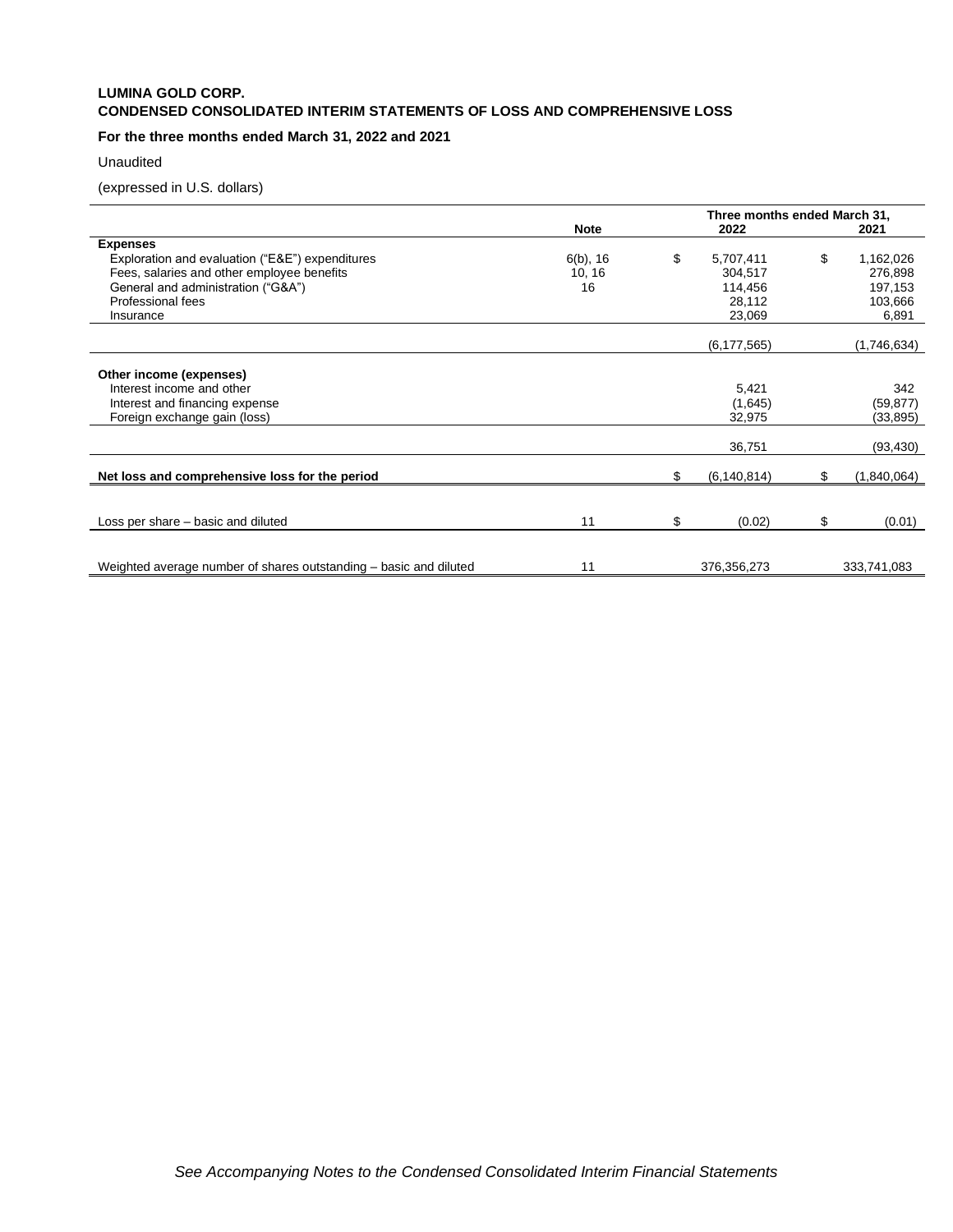**LUMINA GOLD CORP.**
**CONDENSED CONSOLIDATED INTERIM STATEMENTS OF LOSS AND COMPREHENSIVE LOSS**

**For the three months ended March 31, 2022 and 2021**

Unaudited

(expressed in U.S. dollars)

| | Note | Three months ended March 31, 2022 | 2021 |
|---|---|---|---|
| **Expenses** | | | |
| Exploration and evaluation ("E&E") expenditures | 6(b), 16 | $ 5,707,411 | $ 1,162,026 |
| Fees, salaries and other employee benefits | 10, 16 | 304,517 | 276,898 |
| General and administration ("G&A") | 16 | 114,456 | 197,153 |
| Professional fees | | 28,112 | 103,666 |
| Insurance | | 23,069 | 6,891 |
| | | (6,177,565) | (1,746,634) |
| **Other income (expenses)** | | | |
| Interest income and other | | 5,421 | 342 |
| Interest and financing expense | | (1,645) | (59,877) |
| Foreign exchange gain (loss) | | 32,975 | (33,895) |
| | | 36,751 | (93,430) |
| **Net loss and comprehensive loss for the period** | | $ (6,140,814) | $ (1,840,064) |
| Loss per share – basic and diluted | 11 | $ (0.02) | $ (0.01) |
| Weighted average number of shares outstanding – basic and diluted | 11 | 376,356,273 | 333,741,083 |

*See Accompanying Notes to the Condensed Consolidated Interim Financial Statements*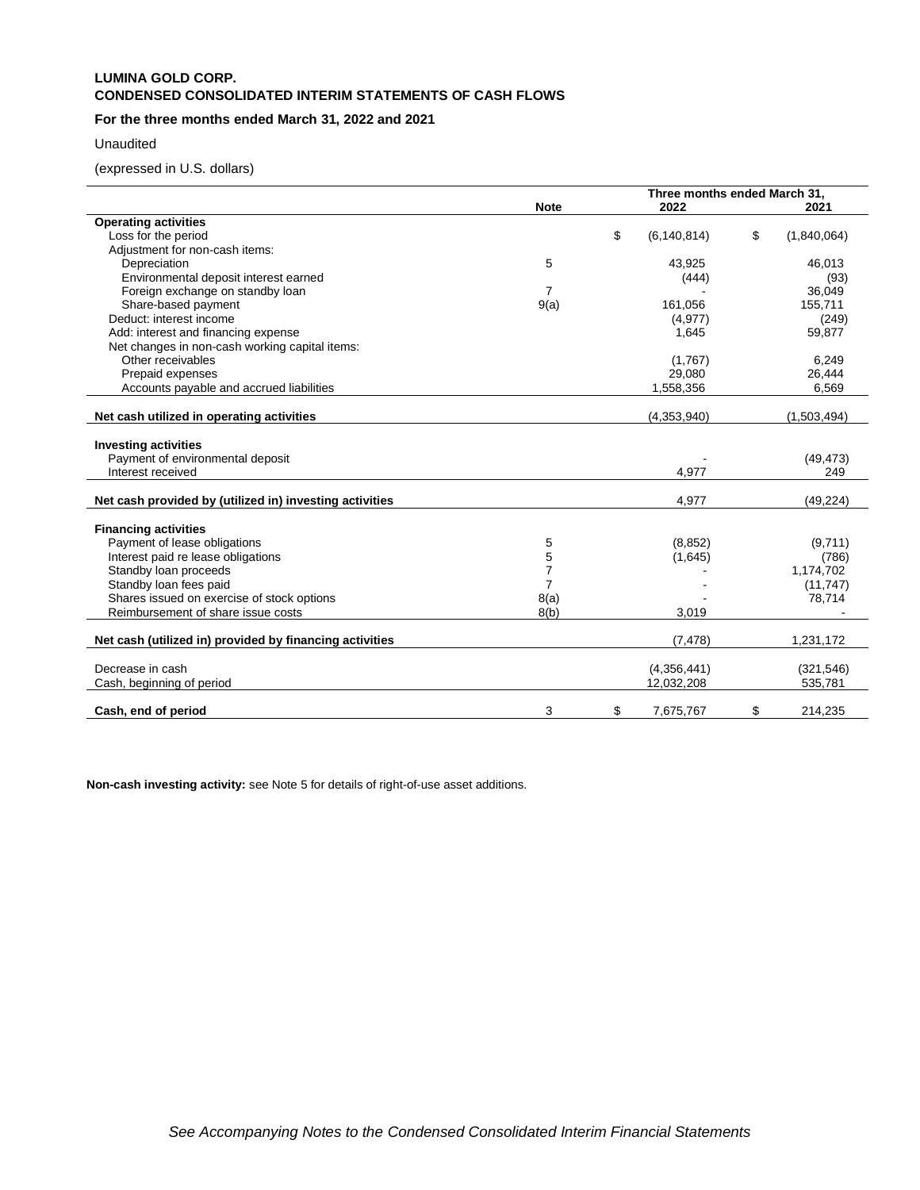**LUMINA GOLD CORP.**
**CONDENSED CONSOLIDATED INTERIM STATEMENTS OF CASH FLOWS**

**For the three months ended March 31, 2022 and 2021**

Unaudited

(expressed in U.S. dollars)

| | Note | Three months ended March 31, 2022 | 2021 |
|---|---|---|---|
| **Operating activities** | | | |
| Loss for the period | | $ (6,140,814) | $ (1,840,064) |
| Adjustment for non-cash items: | | | |
| Depreciation | 5 | 43,925 | 46,013 |
| Environmental deposit interest earned | | (444) | (93) |
| Foreign exchange on standby loan | 7 | - | 36,049 |
| Share-based payment | 9(a) | 161,056 | 155,711 |
| Deduct: interest income | | (4,977) | (249) |
| Add: interest and financing expense | | 1,645 | 59,877 |
| Net changes in non-cash working capital items: | | | |
| Other receivables | | (1,767) | 6,249 |
| Prepaid expenses | | 29,080 | 26,444 |
| Accounts payable and accrued liabilities | | 1,558,356 | 6,569 |
| **Net cash utilized in operating activities** | | (4,353,940) | (1,503,494) |
| **Investing activities** | | | |
| Payment of environmental deposit | | - | (49,473) |
| Interest received | | 4,977 | 249 |
| **Net cash provided by (utilized in) investing activities** | | 4,977 | (49,224) |
| **Financing activities** | | | |
| Payment of lease obligations | 5 | (8,852) | (9,711) |
| Interest paid re lease obligations | 5 | (1,645) | (786) |
| Standby loan proceeds | 7 | - | 1,174,702 |
| Standby loan fees paid | 7 | - | (11,747) |
| Shares issued on exercise of stock options | 8(a) | - | 78,714 |
| Reimbursement of share issue costs | 8(b) | 3,019 | - |
| **Net cash (utilized in) provided by financing activities** | | (7,478) | 1,231,172 |
| Decrease in cash | | (4,356,441) | (321,546) |
| Cash, beginning of period | | 12,032,208 | 535,781 |
| **Cash, end of period** | 3 | $ 7,675,767 | $ 214,235 |

**Non-cash investing activity:** see Note 5 for details of right-of-use asset additions.

*See Accompanying Notes to the Condensed Consolidated Interim Financial Statements*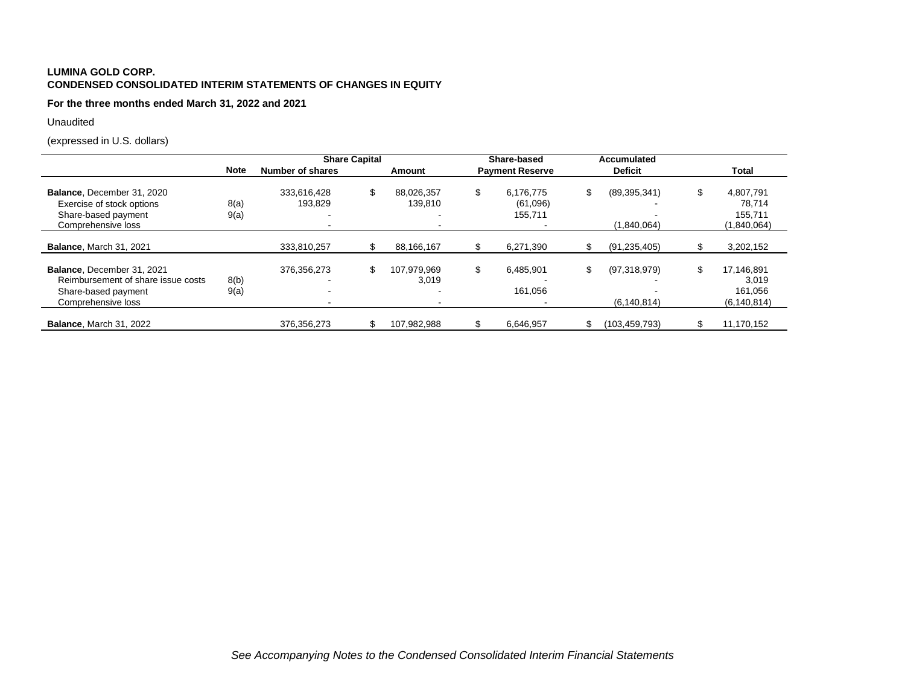**LUMINA GOLD CORP.**
**CONDENSED CONSOLIDATED INTERIM STATEMENTS OF CHANGES IN EQUITY**

**For the three months ended March 31, 2022 and 2021**

Unaudited

(expressed in U.S. dollars)

| | Note | Share Capital | | Share-based | Accumulated | |
|---|---|---|---|---|---|---|
| | | **Number of shares** | **Amount** | **Payment Reserve** | **Deficit** | **Total** |
| **Balance**, December 31, 2020 | | 333,616,428 | $ 88,026,357 | $ 6,176,775 | $ (89,395,341) | $ 4,807,791 |
| Exercise of stock options | 8(a) | 193,829 | 139,810 | (61,096) | - | 78,714 |
| Share-based payment | 9(a) | - | - | 155,711 | - | 155,711 |
| Comprehensive loss | | - | - | - | (1,840,064) | (1,840,064) |
| **Balance**, March 31, 2021 | | 333,810,257 | $ 88,166,167 | $ 6,271,390 | $ (91,235,405) | $ 3,202,152 |
| **Balance**, December 31, 2021 | | 376,356,273 | $ 107,979,969 | $ 6,485,901 | $ (97,318,979) | $ 17,146,891 |
| Reimbursement of share issue costs | 8(b) | - | 3,019 | - | - | 3,019 |
| Share-based payment | 9(a) | - | - | 161,056 | - | 161,056 |
| Comprehensive loss | | - | - | - | (6,140,814) | (6,140,814) |
| **Balance**, March 31, 2022 | | 376,356,273 | $ 107,982,988 | $ 6,646,957 | $ (103,459,793) | $ 11,170,152 |

*See Accompanying Notes to the Condensed Consolidated Interim Financial Statements*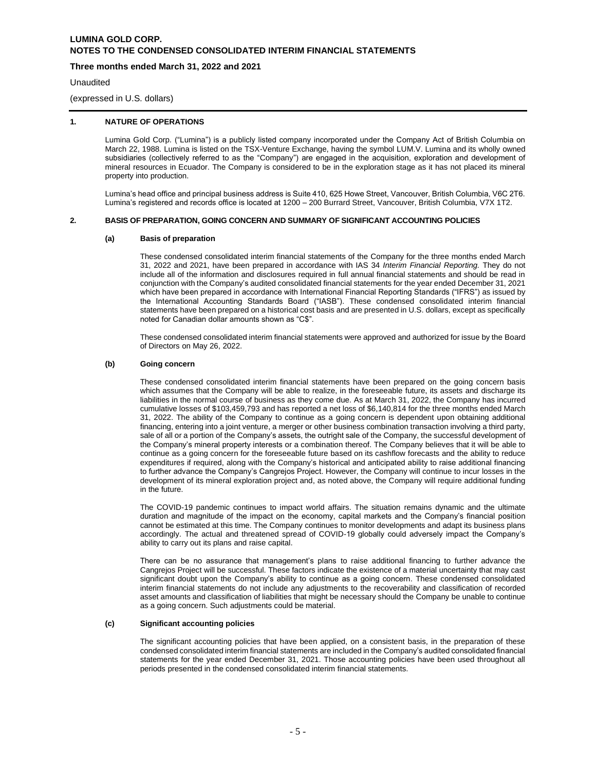## 1. NATURE OF OPERATIONS

Lumina Gold Corp. ("Lumina") is a publicly listed company incorporated under the Company Act of British Columbia on March 22, 1988. Lumina is listed on the TSX-Venture Exchange, having the symbol LUM.V. Lumina and its wholly owned subsidiaries (collectively referred to as the "Company") are engaged in the acquisition, exploration and development of mineral resources in Ecuador. The Company is considered to be in the exploration stage as it has not placed its mineral property into production.

Lumina's head office and principal business address is Suite 410, 625 Howe Street, Vancouver, British Columbia, V6C 2T6. Lumina's registered and records office is located at 1200 – 200 Burrard Street, Vancouver, British Columbia, V7X 1T2.

## 2. BASIS OF PREPARATION, GOING CONCERN AND SUMMARY OF SIGNIFICANT ACCOUNTING POLICIES

### (a) Basis of preparation

These condensed consolidated interim financial statements of the Company for the three months ended March 31, 2022 and 2021, have been prepared in accordance with IAS 34 *Interim Financial Reporting.* They do not include all of the information and disclosures required in full annual financial statements and should be read in conjunction with the Company's audited consolidated financial statements for the year ended December 31, 2021 which have been prepared in accordance with International Financial Reporting Standards ("IFRS") as issued by the International Accounting Standards Board ("IASB"). These condensed consolidated interim financial statements have been prepared on a historical cost basis and are presented in U.S. dollars, except as specifically noted for Canadian dollar amounts shown as "C$".

These condensed consolidated interim financial statements were approved and authorized for issue by the Board of Directors on May 26, 2022.

### (b) Going concern

These condensed consolidated interim financial statements have been prepared on the going concern basis which assumes that the Company will be able to realize, in the foreseeable future, its assets and discharge its liabilities in the normal course of business as they come due. As at March 31, 2022, the Company has incurred cumulative losses of $103,459,793 and has reported a net loss of $6,140,814 for the three months ended March 31, 2022. The ability of the Company to continue as a going concern is dependent upon obtaining additional financing, entering into a joint venture, a merger or other business combination transaction involving a third party, sale of all or a portion of the Company's assets, the outright sale of the Company, the successful development of the Company's mineral property interests or a combination thereof. The Company believes that it will be able to continue as a going concern for the foreseeable future based on its cashflow forecasts and the ability to reduce expenditures if required, along with the Company's historical and anticipated ability to raise additional financing to further advance the Company's Cangrejos Project. However, the Company will continue to incur losses in the development of its mineral exploration project and, as noted above, the Company will require additional funding in the future.

The COVID-19 pandemic continues to impact world affairs. The situation remains dynamic and the ultimate duration and magnitude of the impact on the economy, capital markets and the Company's financial position cannot be estimated at this time. The Company continues to monitor developments and adapt its business plans accordingly. The actual and threatened spread of COVID-19 globally could adversely impact the Company's ability to carry out its plans and raise capital.

There can be no assurance that management's plans to raise additional financing to further advance the Cangrejos Project will be successful. These factors indicate the existence of a material uncertainty that may cast significant doubt upon the Company's ability to continue as a going concern. These condensed consolidated interim financial statements do not include any adjustments to the recoverability and classification of recorded asset amounts and classification of liabilities that might be necessary should the Company be unable to continue as a going concern. Such adjustments could be material.

### (c) Significant accounting policies

The significant accounting policies that have been applied, on a consistent basis, in the preparation of these condensed consolidated interim financial statements are included in the Company's audited consolidated financial statements for the year ended December 31, 2021. Those accounting policies have been used throughout all periods presented in the condensed consolidated interim financial statements.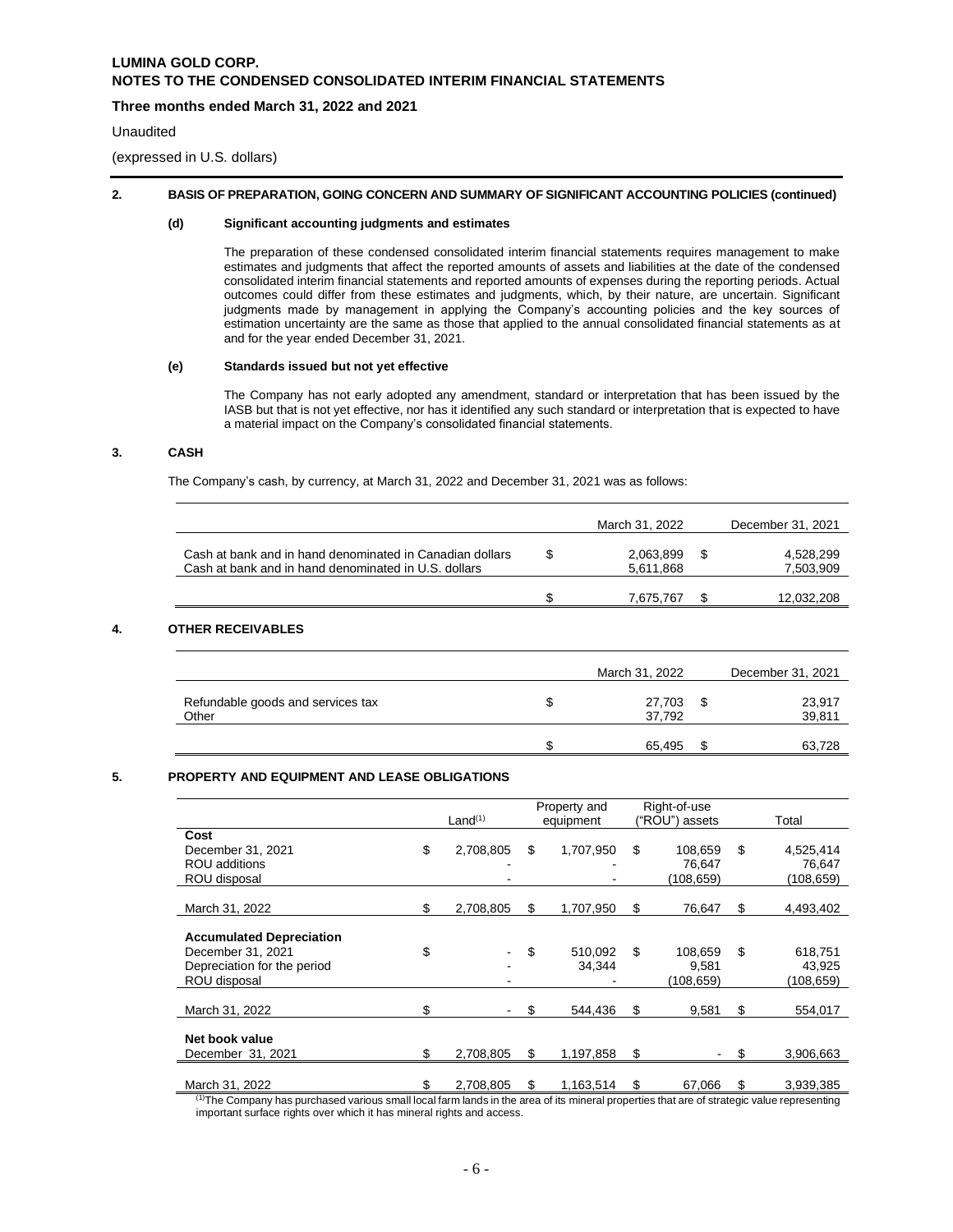## 2. BASIS OF PREPARATION, GOING CONCERN AND SUMMARY OF SIGNIFICANT ACCOUNTING POLICIES (continued)

### (d) Significant accounting judgments and estimates

The preparation of these condensed consolidated interim financial statements requires management to make estimates and judgments that affect the reported amounts of assets and liabilities at the date of the condensed consolidated interim financial statements and reported amounts of expenses during the reporting periods. Actual outcomes could differ from these estimates and judgments, which, by their nature, are uncertain. Significant judgments made by management in applying the Company's accounting policies and the key sources of estimation uncertainty are the same as those that applied to the annual consolidated financial statements as at and for the year ended December 31, 2021.

### (e) Standards issued but not yet effective

The Company has not early adopted any amendment, standard or interpretation that has been issued by the IASB but that is not yet effective, nor has it identified any such standard or interpretation that is expected to have a material impact on the Company's consolidated financial statements.

## 3. CASH

The Company's cash, by currency, at March 31, 2022 and December 31, 2021 was as follows:

| | | March 31, 2022 | | December 31, 2021 |
|---|---|---|---|---|
| Cash at bank and in hand denominated in Canadian dollars | $ | 2,063,899 | $ | 4,528,299 |
| Cash at bank and in hand denominated in U.S. dollars | | 5,611,868 | | 7,503,909 |
| | $ | 7,675,767 | $ | 12,032,208 |

## 4. OTHER RECEIVABLES

| | | March 31, 2022 | | December 31, 2021 |
|---|---|---|---|---|
| Refundable goods and services tax | $ | 27,703 | $ | 23,917 |
| Other | | 37,792 | | 39,811 |
| | $ | 65,495 | $ | 63,728 |

## 5. PROPERTY AND EQUIPMENT AND LEASE OBLIGATIONS

| | | Land[(1)] | | Property and equipment | | Right-of-use ("ROU") assets | | Total |
|---|---|---|---|---|---|---|---|---|
| **Cost** | | | | | | | | |
| December 31, 2021 | $ | 2,708,805 | $ | 1,707,950 | $ | 108,659 | $ | 4,525,414 |
| ROU additions | | - | | - | | 76,647 | | 76,647 |
| ROU disposal | | - | | - | | (108,659) | | (108,659) |
| March 31, 2022 | $ | 2,708,805 | $ | 1,707,950 | $ | 76,647 | $ | 4,493,402 |
| **Accumulated Depreciation** | | | | | | | | |
| December 31, 2021 | $ | - | $ | 510,092 | $ | 108,659 | $ | 618,751 |
| Depreciation for the period | | - | | 34,344 | | 9,581 | | 43,925 |
| ROU disposal | | - | | - | | (108,659) | | (108,659) |
| March 31, 2022 | $ | - | $ | 544,436 | $ | 9,581 | $ | 554,017 |
| **Net book value** | | | | | | | | |
| December 31, 2021 | $ | 2,708,805 | $ | 1,197,858 | $ | - | $ | 3,906,663 |
| March 31, 2022 | $ | 2,708,805 | $ | 1,163,514 | $ | 67,066 | $ | 3,939,385 |

[(1)] The Company has purchased various small local farm lands in the area of its mineral properties that are of strategic value representing important surface rights over which it has mineral rights and access.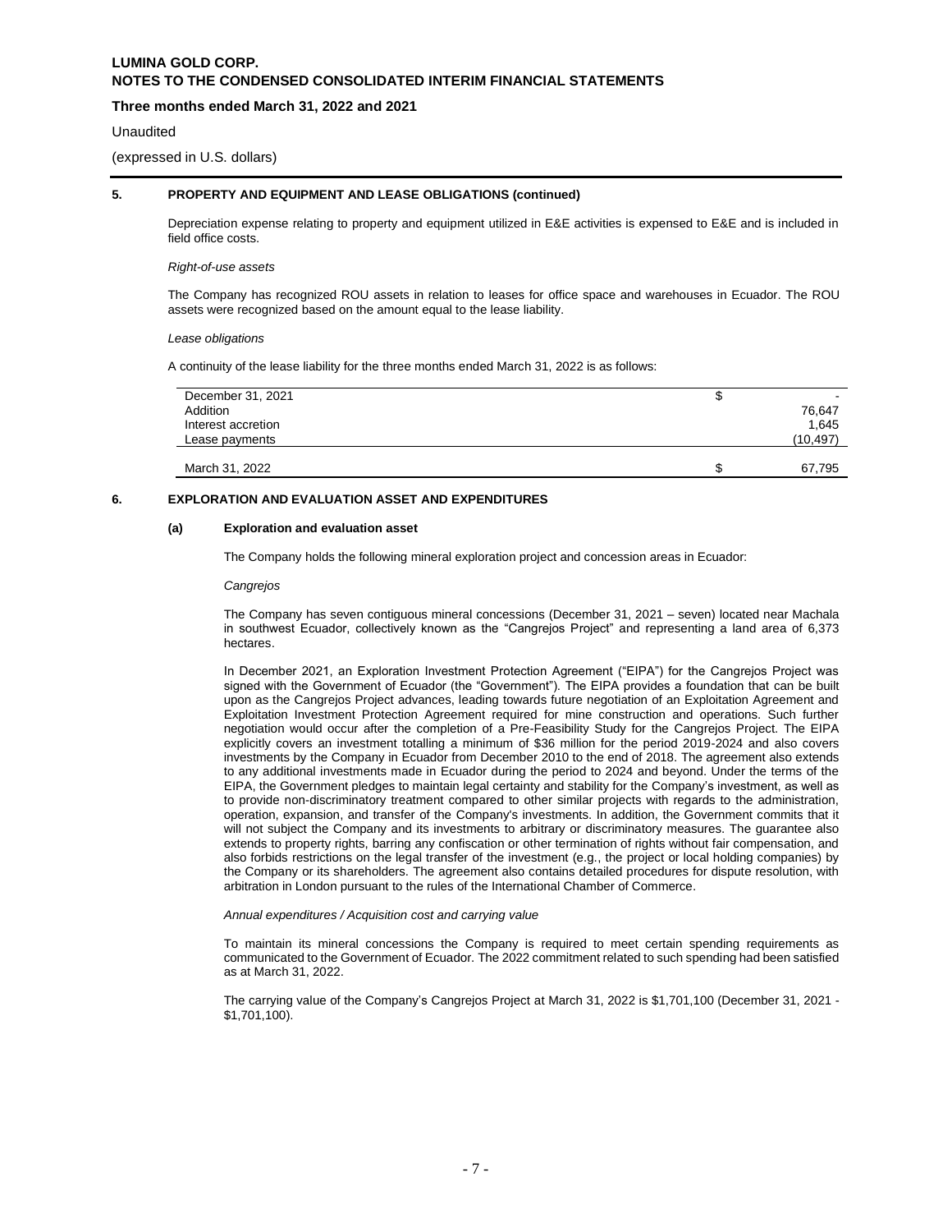## 5. PROPERTY AND EQUIPMENT AND LEASE OBLIGATIONS (continued)

Depreciation expense relating to property and equipment utilized in E&E activities is expensed to E&E and is included in field office costs.

*Right-of-use assets*

The Company has recognized ROU assets in relation to leases for office space and warehouses in Ecuador. The ROU assets were recognized based on the amount equal to the lease liability.

*Lease obligations*

A continuity of the lease liability for the three months ended March 31, 2022 is as follows:

| | | |
|---|---|---|
| December 31, 2021 | $ | - |
| Addition | | 76,647 |
| Interest accretion | | 1,645 |
| Lease payments | | (10,497) |
| March 31, 2022 | $ | 67,795 |

## 6. EXPLORATION AND EVALUATION ASSET AND EXPENDITURES

### (a) Exploration and evaluation asset

The Company holds the following mineral exploration project and concession areas in Ecuador:

*Cangrejos*

The Company has seven contiguous mineral concessions (December 31, 2021 – seven) located near Machala in southwest Ecuador, collectively known as the "Cangrejos Project" and representing a land area of 6,373 hectares.

In December 2021, an Exploration Investment Protection Agreement ("EIPA") for the Cangrejos Project was signed with the Government of Ecuador (the "Government"). The EIPA provides a foundation that can be built upon as the Cangrejos Project advances, leading towards future negotiation of an Exploitation Agreement and Exploitation Investment Protection Agreement required for mine construction and operations. Such further negotiation would occur after the completion of a Pre-Feasibility Study for the Cangrejos Project. The EIPA explicitly covers an investment totalling a minimum of $36 million for the period 2019-2024 and also covers investments by the Company in Ecuador from December 2010 to the end of 2018. The agreement also extends to any additional investments made in Ecuador during the period to 2024 and beyond. Under the terms of the EIPA, the Government pledges to maintain legal certainty and stability for the Company's investment, as well as to provide non-discriminatory treatment compared to other similar projects with regards to the administration, operation, expansion, and transfer of the Company's investments. In addition, the Government commits that it will not subject the Company and its investments to arbitrary or discriminatory measures. The guarantee also extends to property rights, barring any confiscation or other termination of rights without fair compensation, and also forbids restrictions on the legal transfer of the investment (e.g., the project or local holding companies) by the Company or its shareholders. The agreement also contains detailed procedures for dispute resolution, with arbitration in London pursuant to the rules of the International Chamber of Commerce.

*Annual expenditures / Acquisition cost and carrying value*

To maintain its mineral concessions the Company is required to meet certain spending requirements as communicated to the Government of Ecuador. The 2022 commitment related to such spending had been satisfied as at March 31, 2022.

The carrying value of the Company's Cangrejos Project at March 31, 2022 is $1,701,100 (December 31, 2021 - $1,701,100).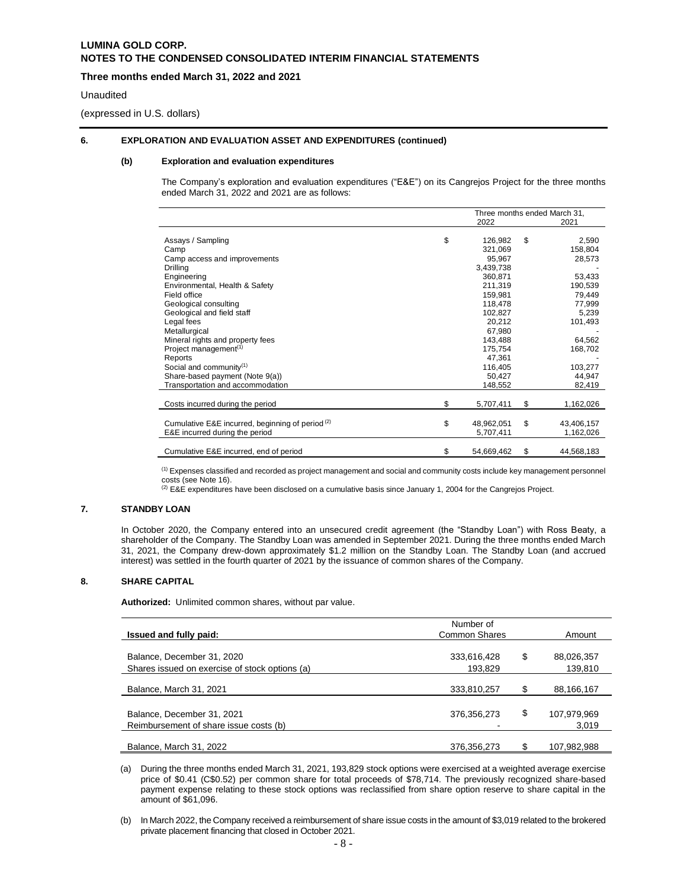## 6. EXPLORATION AND EVALUATION ASSET AND EXPENDITURES (continued)

### (b) Exploration and evaluation expenditures

The Company's exploration and evaluation expenditures ("E&E") on its Cangrejos Project for the three months ended March 31, 2022 and 2021 are as follows:

| | Three months ended March 31, 2022 | Three months ended March 31, 2021 |
|---|---|---|
| Assays / Sampling | $ 126,982 | $ 2,590 |
| Camp | 321,069 | 158,804 |
| Camp access and improvements | 95,967 | 28,573 |
| Drilling | 3,439,738 | - |
| Engineering | 360,871 | 53,433 |
| Environmental, Health & Safety | 211,319 | 190,539 |
| Field office | 159,981 | 79,449 |
| Geological consulting | 118,478 | 77,999 |
| Geological and field staff | 102,827 | 5,239 |
| Legal fees | 20,212 | 101,493 |
| Metallurgical | 67,980 | - |
| Mineral rights and property fees | 143,488 | 64,562 |
| Project management[(1)] | 175,754 | 168,702 |
| Reports | 47,361 | - |
| Social and community[(1)] | 116,405 | 103,277 |
| Share-based payment (Note 9(a)) | 50,427 | 44,947 |
| Transportation and accommodation | 148,552 | 82,419 |
| Costs incurred during the period | $ 5,707,411 | $ 1,162,026 |
| Cumulative E&E incurred, beginning of period[(2)] | $ 48,962,051 | $ 43,406,157 |
| E&E incurred during the period | 5,707,411 | 1,162,026 |
| Cumulative E&E incurred, end of period | $ 54,669,462 | $ 44,568,183 |

[(1)] Expenses classified and recorded as project management and social and community costs include key management personnel costs (see Note 16).

[(2)] E&E expenditures have been disclosed on a cumulative basis since January 1, 2004 for the Cangrejos Project.

## 7. STANDBY LOAN

In October 2020, the Company entered into an unsecured credit agreement (the "Standby Loan") with Ross Beaty, a shareholder of the Company. The Standby Loan was amended in September 2021. During the three months ended March 31, 2021, the Company drew-down approximately $1.2 million on the Standby Loan. The Standby Loan (and accrued interest) was settled in the fourth quarter of 2021 by the issuance of common shares of the Company.

## 8. SHARE CAPITAL

**Authorized:** Unlimited common shares, without par value.

| **Issued and fully paid:** | Number of Common Shares | Amount |
|---|---|---|
| Balance, December 31, 2020 | 333,616,428 | $ 88,026,357 |
| Shares issued on exercise of stock options (a) | 193,829 | 139,810 |
| Balance, March 31, 2021 | 333,810,257 | $ 88,166,167 |
| Balance, December 31, 2021 | 376,356,273 | $ 107,979,969 |
| Reimbursement of share issue costs (b) | - | 3,019 |
| Balance, March 31, 2022 | 376,356,273 | $ 107,982,988 |

(a) During the three months ended March 31, 2021, 193,829 stock options were exercised at a weighted average exercise price of $0.41 (C$0.52) per common share for total proceeds of $78,714. The previously recognized share-based payment expense relating to these stock options was reclassified from share option reserve to share capital in the amount of $61,096.

(b) In March 2022, the Company received a reimbursement of share issue costs in the amount of $3,019 related to the brokered private placement financing that closed in October 2021.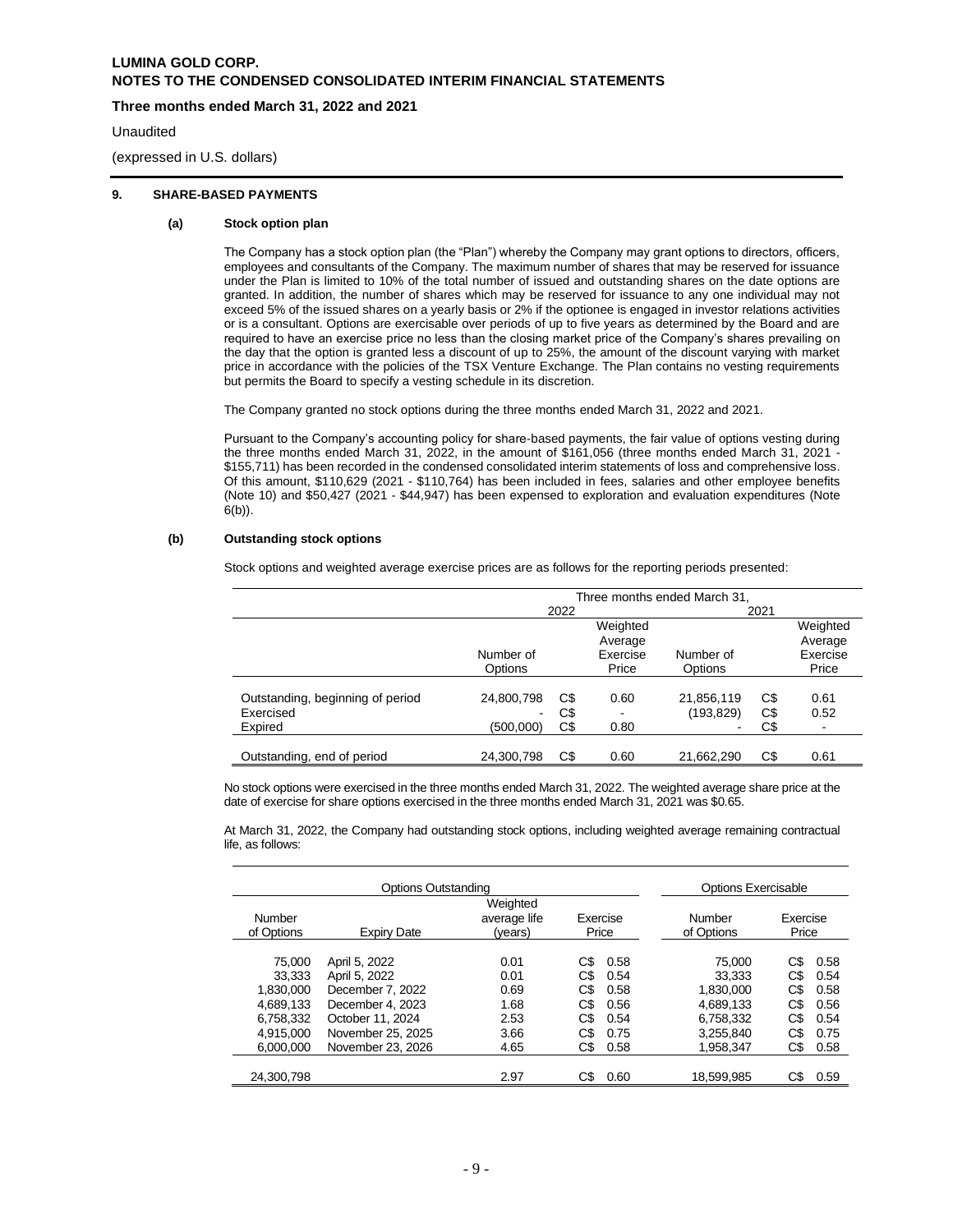## 9. SHARE-BASED PAYMENTS

### (a) Stock option plan

The Company has a stock option plan (the "Plan") whereby the Company may grant options to directors, officers, employees and consultants of the Company. The maximum number of shares that may be reserved for issuance under the Plan is limited to 10% of the total number of issued and outstanding shares on the date options are granted. In addition, the number of shares which may be reserved for issuance to any one individual may not exceed 5% of the issued shares on a yearly basis or 2% if the optionee is engaged in investor relations activities or is a consultant. Options are exercisable over periods of up to five years as determined by the Board and are required to have an exercise price no less than the closing market price of the Company's shares prevailing on the day that the option is granted less a discount of up to 25%, the amount of the discount varying with market price in accordance with the policies of the TSX Venture Exchange. The Plan contains no vesting requirements but permits the Board to specify a vesting schedule in its discretion.

The Company granted no stock options during the three months ended March 31, 2022 and 2021.

Pursuant to the Company's accounting policy for share-based payments, the fair value of options vesting during the three months ended March 31, 2022, in the amount of $161,056 (three months ended March 31, 2021 - $155,711) has been recorded in the condensed consolidated interim statements of loss and comprehensive loss. Of this amount, $110,629 (2021 - $110,764) has been included in fees, salaries and other employee benefits (Note 10) and $50,427 (2021 - $44,947) has been expensed to exploration and evaluation expenditures (Note 6(b)).

### (b) Outstanding stock options

Stock options and weighted average exercise prices are as follows for the reporting periods presented:

| | Three months ended March 31, | | | | | |
|---|---|---|---|---|---|---|
| | 2022 | | | 2021 | | |
| | Number of Options | | Weighted Average Exercise Price | Number of Options | | Weighted Average Exercise Price |
| Outstanding, beginning of period | 24,800,798 | C$ | 0.60 | 21,856,119 | C$ | 0.61 |
| Exercised | - | C$ | - | (193,829) | C$ | 0.52 |
| Expired | (500,000) | C$ | 0.80 | - | C$ | - |
| Outstanding, end of period | 24,300,798 | C$ | 0.60 | 21,662,290 | C$ | 0.61 |

No stock options were exercised in the three months ended March 31, 2022. The weighted average share price at the date of exercise for share options exercised in the three months ended March 31, 2021 was $0.65.

At March 31, 2022, the Company had outstanding stock options, including weighted average remaining contractual life, as follows:

| Options Outstanding | | | | | Options Exercisable | | |
|---|---|---|---|---|---|---|---|
| Number of Options | Expiry Date | Weighted average life (years) | Exercise Price | | Number of Options | Exercise Price | |
| 75,000 | April 5, 2022 | 0.01 | C$ | 0.58 | 75,000 | C$ | 0.58 |
| 33,333 | April 5, 2022 | 0.01 | C$ | 0.54 | 33,333 | C$ | 0.54 |
| 1,830,000 | December 7, 2022 | 0.69 | C$ | 0.58 | 1,830,000 | C$ | 0.58 |
| 4,689,133 | December 4, 2023 | 1.68 | C$ | 0.56 | 4,689,133 | C$ | 0.56 |
| 6,758,332 | October 11, 2024 | 2.53 | C$ | 0.54 | 6,758,332 | C$ | 0.54 |
| 4,915,000 | November 25, 2025 | 3.66 | C$ | 0.75 | 3,255,840 | C$ | 0.75 |
| 6,000,000 | November 23, 2026 | 4.65 | C$ | 0.58 | 1,958,347 | C$ | 0.58 |
| 24,300,798 | | 2.97 | C$ | 0.60 | 18,599,985 | C$ | 0.59 |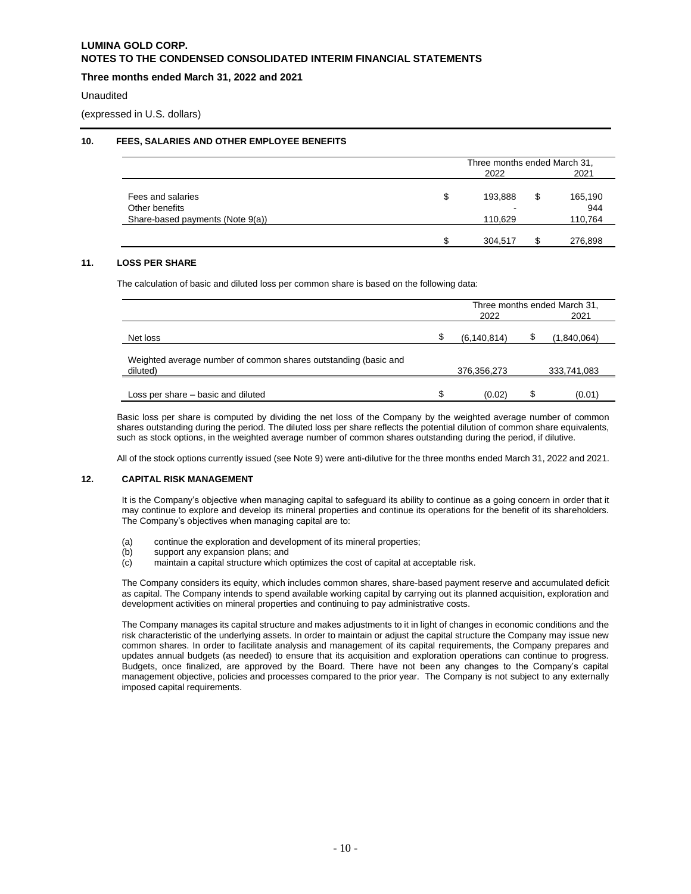## 10. FEES, SALARIES AND OTHER EMPLOYEE BENEFITS

| | Three months ended March 31, 2022 | 2021 |
|---|---|---|
| Fees and salaries | $ 193,888 | $ 165,190 |
| Other benefits | - | 944 |
| Share-based payments (Note 9(a)) | 110,629 | 110,764 |
| | $ 304,517 | $ 276,898 |

## 11. LOSS PER SHARE

The calculation of basic and diluted loss per common share is based on the following data:

| | Three months ended March 31, 2022 | 2021 |
|---|---|---|
| Net loss | $ (6,140,814) | $ (1,840,064) |
| Weighted average number of common shares outstanding (basic and diluted) | 376,356,273 | 333,741,083 |
| Loss per share – basic and diluted | $ (0.02) | $ (0.01) |

Basic loss per share is computed by dividing the net loss of the Company by the weighted average number of common shares outstanding during the period. The diluted loss per share reflects the potential dilution of common share equivalents, such as stock options, in the weighted average number of common shares outstanding during the period, if dilutive.

All of the stock options currently issued (see Note 9) were anti-dilutive for the three months ended March 31, 2022 and 2021.

## 12. CAPITAL RISK MANAGEMENT

It is the Company's objective when managing capital to safeguard its ability to continue as a going concern in order that it may continue to explore and develop its mineral properties and continue its operations for the benefit of its shareholders. The Company's objectives when managing capital are to:

(a) continue the exploration and development of its mineral properties;
(b) support any expansion plans; and
(c) maintain a capital structure which optimizes the cost of capital at acceptable risk.

The Company considers its equity, which includes common shares, share-based payment reserve and accumulated deficit as capital. The Company intends to spend available working capital by carrying out its planned acquisition, exploration and development activities on mineral properties and continuing to pay administrative costs.

The Company manages its capital structure and makes adjustments to it in light of changes in economic conditions and the risk characteristic of the underlying assets. In order to maintain or adjust the capital structure the Company may issue new common shares. In order to facilitate analysis and management of its capital requirements, the Company prepares and updates annual budgets (as needed) to ensure that its acquisition and exploration operations can continue to progress. Budgets, once finalized, are approved by the Board. There have not been any changes to the Company's capital management objective, policies and processes compared to the prior year. The Company is not subject to any externally imposed capital requirements.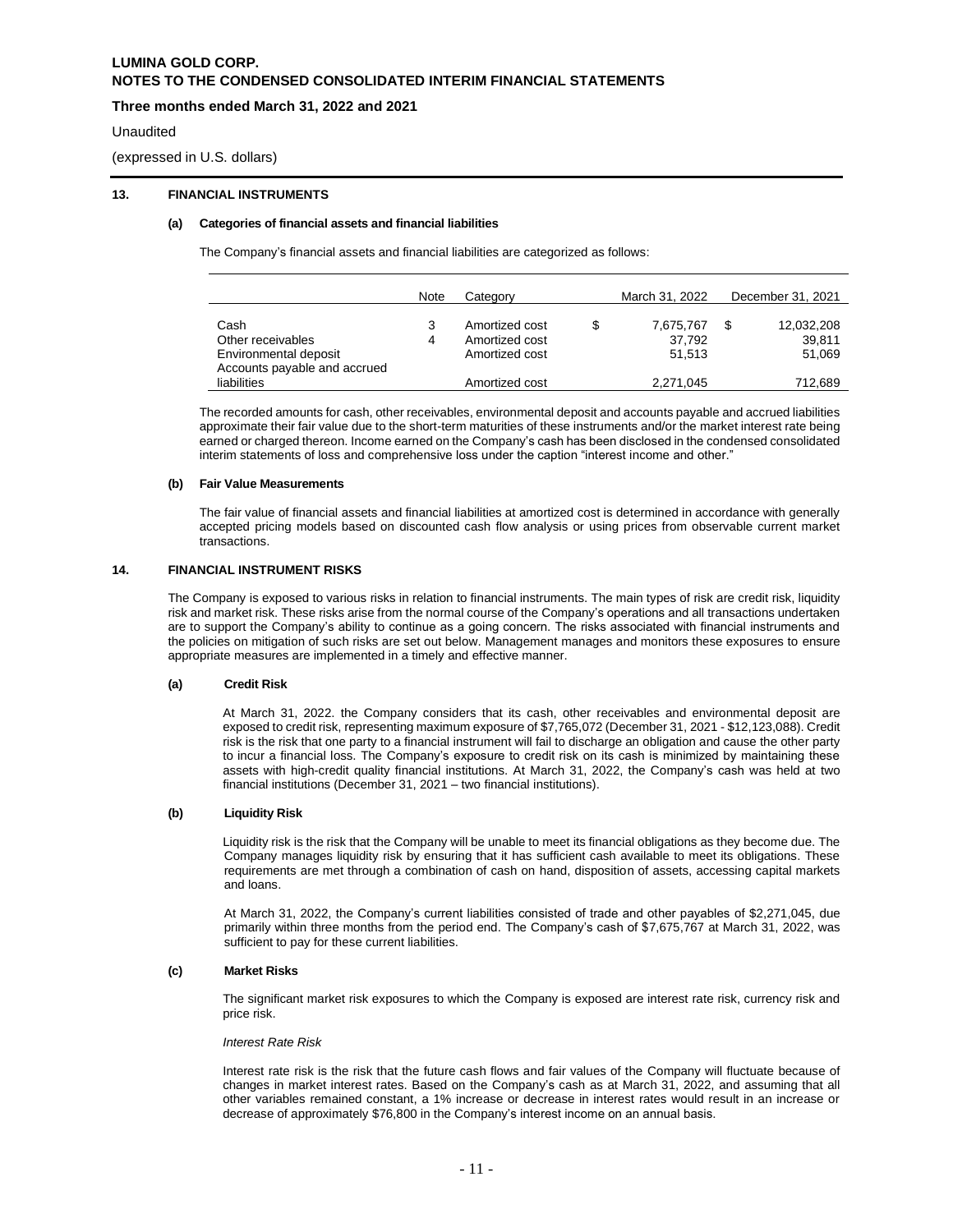## 13. FINANCIAL INSTRUMENTS

### (a) Categories of financial assets and financial liabilities

The Company's financial assets and financial liabilities are categorized as follows:

| | Note | Category | | March 31, 2022 | | December 31, 2021 |
|---|---|---|---|---|---|---|
| Cash | 3 | Amortized cost | $ | 7,675,767 | $ | 12,032,208 |
| Other receivables | 4 | Amortized cost | | 37,792 | | 39,811 |
| Environmental deposit | | Amortized cost | | 51,513 | | 51,069 |
| Accounts payable and accrued liabilities | | Amortized cost | | 2,271,045 | | 712,689 |

The recorded amounts for cash, other receivables, environmental deposit and accounts payable and accrued liabilities approximate their fair value due to the short-term maturities of these instruments and/or the market interest rate being earned or charged thereon. Income earned on the Company's cash has been disclosed in the condensed consolidated interim statements of loss and comprehensive loss under the caption "interest income and other."

### (b) Fair Value Measurements

The fair value of financial assets and financial liabilities at amortized cost is determined in accordance with generally accepted pricing models based on discounted cash flow analysis or using prices from observable current market transactions.

## 14. FINANCIAL INSTRUMENT RISKS

The Company is exposed to various risks in relation to financial instruments. The main types of risk are credit risk, liquidity risk and market risk. These risks arise from the normal course of the Company's operations and all transactions undertaken are to support the Company's ability to continue as a going concern. The risks associated with financial instruments and the policies on mitigation of such risks are set out below. Management manages and monitors these exposures to ensure appropriate measures are implemented in a timely and effective manner.

### (a) Credit Risk

At March 31, 2022. the Company considers that its cash, other receivables and environmental deposit are exposed to credit risk, representing maximum exposure of $7,765,072 (December 31, 2021 - $12,123,088). Credit risk is the risk that one party to a financial instrument will fail to discharge an obligation and cause the other party to incur a financial loss. The Company's exposure to credit risk on its cash is minimized by maintaining these assets with high-credit quality financial institutions. At March 31, 2022, the Company's cash was held at two financial institutions (December 31, 2021 – two financial institutions).

### (b) Liquidity Risk

Liquidity risk is the risk that the Company will be unable to meet its financial obligations as they become due. The Company manages liquidity risk by ensuring that it has sufficient cash available to meet its obligations. These requirements are met through a combination of cash on hand, disposition of assets, accessing capital markets and loans.

At March 31, 2022, the Company's current liabilities consisted of trade and other payables of $2,271,045, due primarily within three months from the period end. The Company's cash of $7,675,767 at March 31, 2022, was sufficient to pay for these current liabilities.

### (c) Market Risks

The significant market risk exposures to which the Company is exposed are interest rate risk, currency risk and price risk.

*Interest Rate Risk*

Interest rate risk is the risk that the future cash flows and fair values of the Company will fluctuate because of changes in market interest rates. Based on the Company's cash as at March 31, 2022, and assuming that all other variables remained constant, a 1% increase or decrease in interest rates would result in an increase or decrease of approximately $76,800 in the Company's interest income on an annual basis.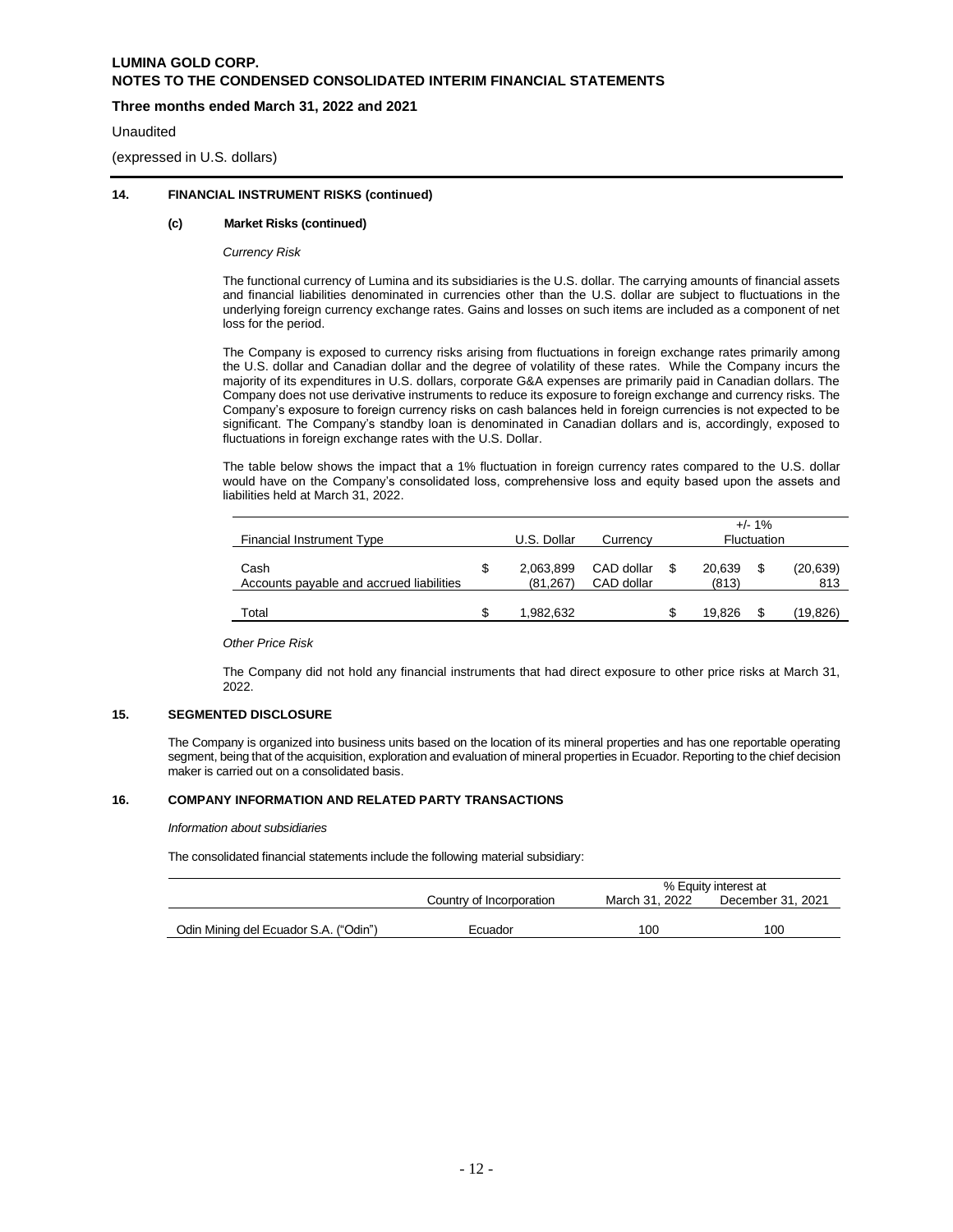**LUMINA GOLD CORP.**
**NOTES TO THE CONDENSED CONSOLIDATED INTERIM FINANCIAL STATEMENTS**

**Three months ended March 31, 2022 and 2021**

Unaudited

(expressed in U.S. dollars)

## 14. FINANCIAL INSTRUMENT RISKS (continued)

### (c) Market Risks (continued)

*Currency Risk*

The functional currency of Lumina and its subsidiaries is the U.S. dollar. The carrying amounts of financial assets and financial liabilities denominated in currencies other than the U.S. dollar are subject to fluctuations in the underlying foreign currency exchange rates. Gains and losses on such items are included as a component of net loss for the period.

The Company is exposed to currency risks arising from fluctuations in foreign exchange rates primarily among the U.S. dollar and Canadian dollar and the degree of volatility of these rates. While the Company incurs the majority of its expenditures in U.S. dollars, corporate G&A expenses are primarily paid in Canadian dollars. The Company does not use derivative instruments to reduce its exposure to foreign exchange and currency risks. The Company's exposure to foreign currency risks on cash balances held in foreign currencies is not expected to be significant. The Company's standby loan is denominated in Canadian dollars and is, accordingly, exposed to fluctuations in foreign exchange rates with the U.S. Dollar.

The table below shows the impact that a 1% fluctuation in foreign currency rates compared to the U.S. dollar would have on the Company's consolidated loss, comprehensive loss and equity based upon the assets and liabilities held at March 31, 2022.

| Financial Instrument Type | U.S. Dollar | Currency | +/- 1% Fluctuation | |
|---|---|---|---|---|
| Cash | $ 2,063,899 | CAD dollar | $ 20,639 | $ (20,639) |
| Accounts payable and accrued liabilities | (81,267) | CAD dollar | (813) | 813 |
| Total | $ 1,982,632 | | $ 19,826 | $ (19,826) |

*Other Price Risk*

The Company did not hold any financial instruments that had direct exposure to other price risks at March 31, 2022.

## 15. SEGMENTED DISCLOSURE

The Company is organized into business units based on the location of its mineral properties and has one reportable operating segment, being that of the acquisition, exploration and evaluation of mineral properties in Ecuador. Reporting to the chief decision maker is carried out on a consolidated basis.

## 16. COMPANY INFORMATION AND RELATED PARTY TRANSACTIONS

*Information about subsidiaries*

The consolidated financial statements include the following material subsidiary:

| | Country of Incorporation | % Equity interest at March 31, 2022 | % Equity interest at December 31, 2021 |
|---|---|---|---|
| Odin Mining del Ecuador S.A. ("Odin") | Ecuador | 100 | 100 |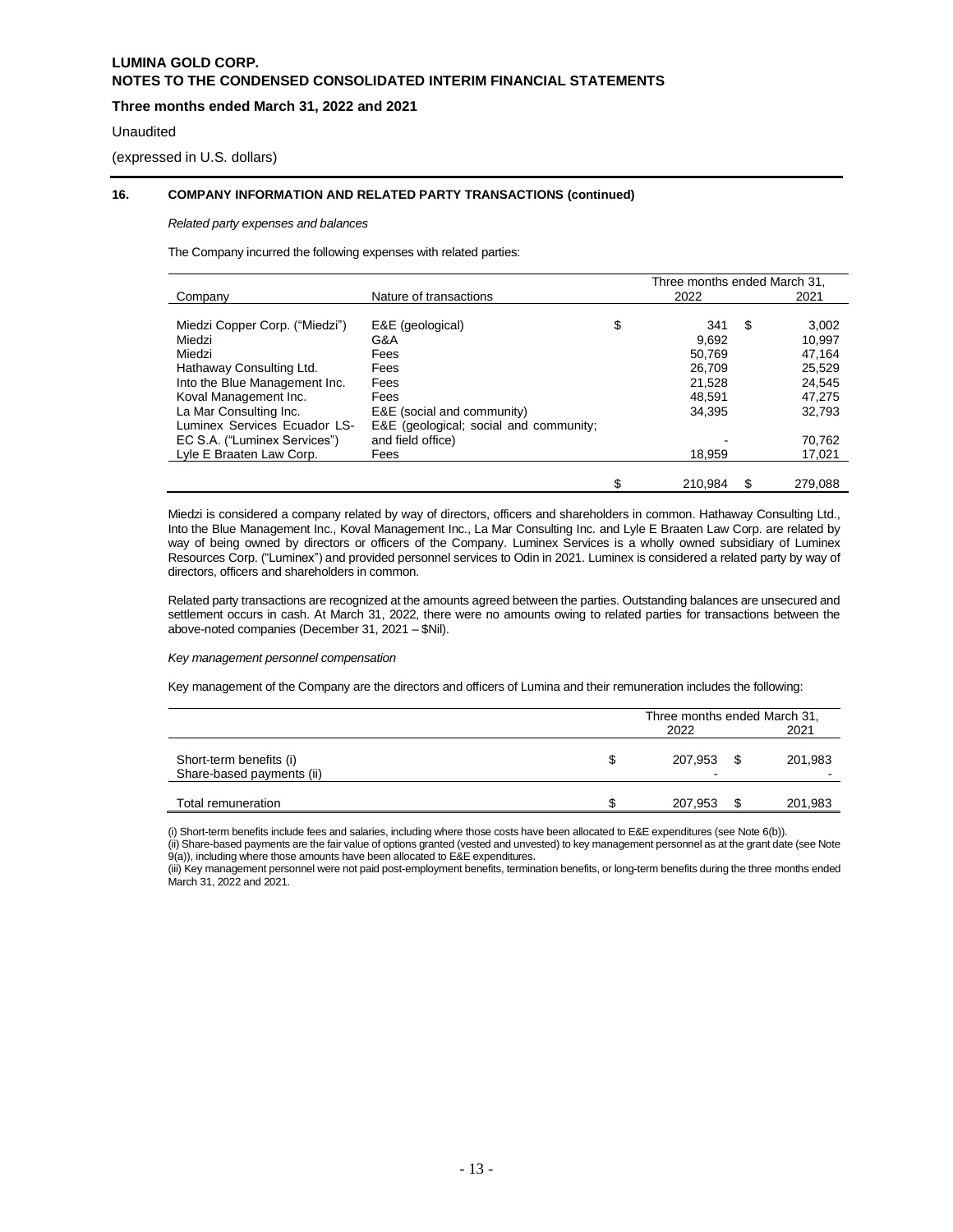## 16. COMPANY INFORMATION AND RELATED PARTY TRANSACTIONS (continued)

*Related party expenses and balances*

The Company incurred the following expenses with related parties:

| Company | Nature of transactions | Three months ended March 31, 2022 | 2021 |
|---|---|---|---|
| Miedzi Copper Corp. ("Miedzi") | E&E (geological) | $ 341 | $ 3,002 |
| Miedzi | G&A | 9,692 | 10,997 |
| Miedzi | Fees | 50,769 | 47,164 |
| Hathaway Consulting Ltd. | Fees | 26,709 | 25,529 |
| Into the Blue Management Inc. | Fees | 21,528 | 24,545 |
| Koval Management Inc. | Fees | 48,591 | 47,275 |
| La Mar Consulting Inc. | E&E (social and community) | 34,395 | 32,793 |
| Luminex Services Ecuador LS-EC S.A. ("Luminex Services") | E&E (geological; social and community; and field office) | - | 70,762 |
| Lyle E Braaten Law Corp. | Fees | 18,959 | 17,021 |
| | | $ 210,984 | $ 279,088 |

Miedzi is considered a company related by way of directors, officers and shareholders in common. Hathaway Consulting Ltd., Into the Blue Management Inc., Koval Management Inc., La Mar Consulting Inc. and Lyle E Braaten Law Corp. are related by way of being owned by directors or officers of the Company. Luminex Services is a wholly owned subsidiary of Luminex Resources Corp. ("Luminex") and provided personnel services to Odin in 2021. Luminex is considered a related party by way of directors, officers and shareholders in common.

Related party transactions are recognized at the amounts agreed between the parties. Outstanding balances are unsecured and settlement occurs in cash. At March 31, 2022, there were no amounts owing to related parties for transactions between the above-noted companies (December 31, 2021 – $Nil).

*Key management personnel compensation*

Key management of the Company are the directors and officers of Lumina and their remuneration includes the following:

| | Three months ended March 31, 2022 | 2021 |
|---|---|---|
| Short-term benefits (i) | $ 207,953 | $ 201,983 |
| Share-based payments (ii) | - | - |
| Total remuneration | $ 207,953 | $ 201,983 |

(i) Short-term benefits include fees and salaries, including where those costs have been allocated to E&E expenditures (see Note 6(b)).

(ii) Share-based payments are the fair value of options granted (vested and unvested) to key management personnel as at the grant date (see Note 9(a)), including where those amounts have been allocated to E&E expenditures.

(iii) Key management personnel were not paid post-employment benefits, termination benefits, or long-term benefits during the three months ended March 31, 2022 and 2021.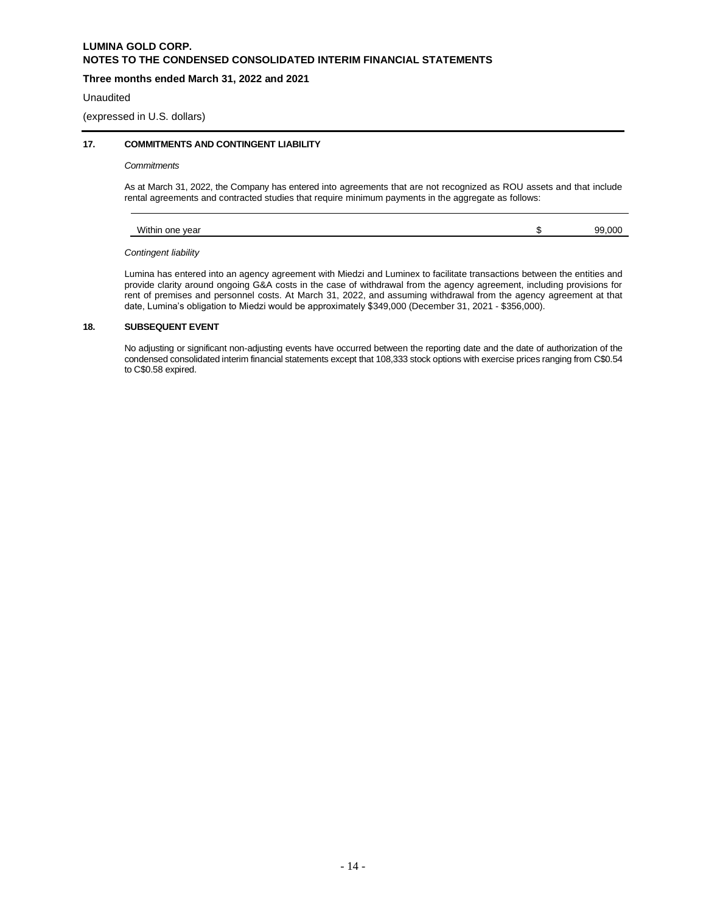## 17. COMMITMENTS AND CONTINGENT LIABILITY

*Commitments*

As at March 31, 2022, the Company has entered into agreements that are not recognized as ROU assets and that include rental agreements and contracted studies that require minimum payments in the aggregate as follows:

| | | |
|---|---|---|
| Within one year | $ | 99,000 |

*Contingent liability*

Lumina has entered into an agency agreement with Miedzi and Luminex to facilitate transactions between the entities and provide clarity around ongoing G&A costs in the case of withdrawal from the agency agreement, including provisions for rent of premises and personnel costs. At March 31, 2022, and assuming withdrawal from the agency agreement at that date, Lumina's obligation to Miedzi would be approximately $349,000 (December 31, 2021 - $356,000).

## 18. SUBSEQUENT EVENT

No adjusting or significant non-adjusting events have occurred between the reporting date and the date of authorization of the condensed consolidated interim financial statements except that 108,333 stock options with exercise prices ranging from C$0.54 to C$0.58 expired.